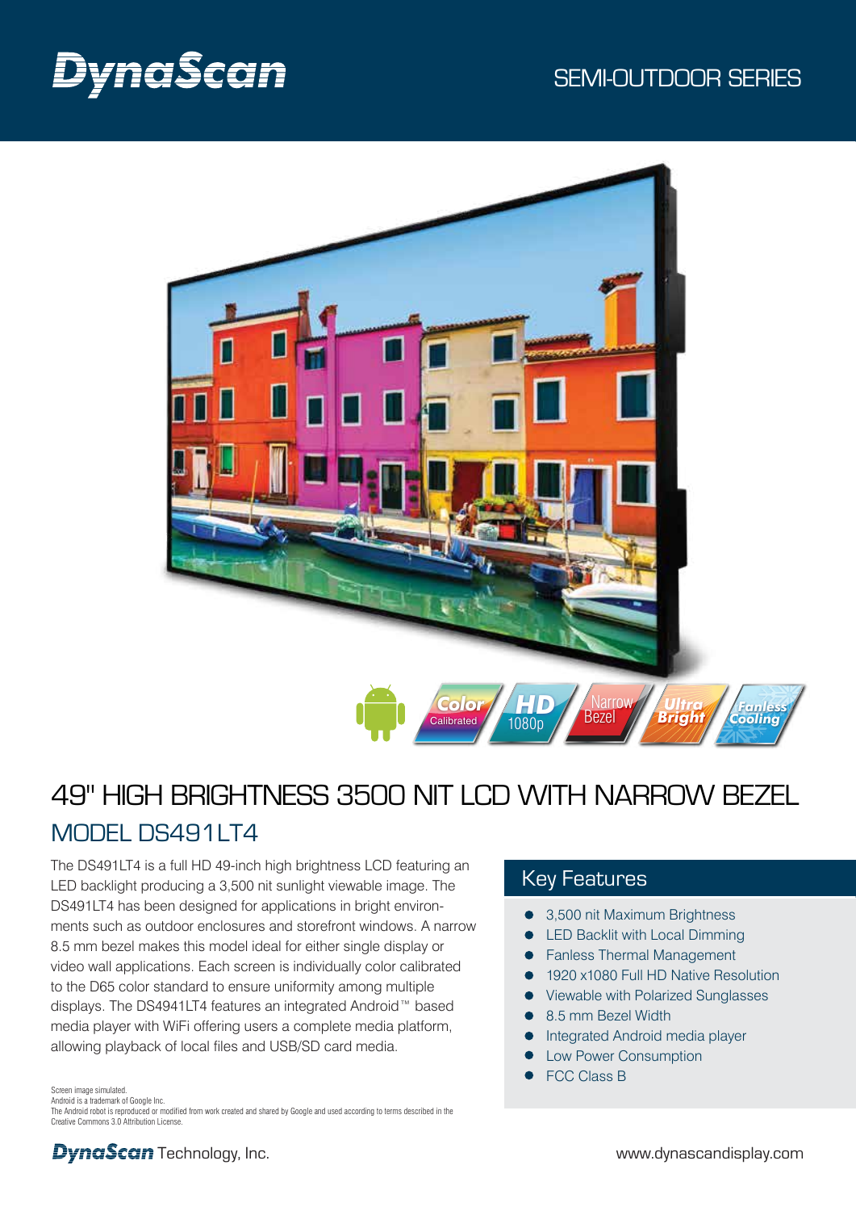# DynaScan

SEMI-OUTDOOR SERIES

Color Calibrated | HD 1080p | Narrow Bezel | Ultra Bright | Fanless Cooling

## 49" HIGH BRIGHTNESS 3500 NIT LCD WITH NARROW BEZEL

### MODEL DS491LT4

The DS491LT4 is a full HD 49-inch high brightness LCD featuring an LED backlight producing a 3,500 nit sunlight viewable image. The DS491LT4 has been designed for applications in bright environments such as outdoor enclosures and storefront windows. A narrow 8.5 mm bezel makes this model ideal for either single display or video wall applications. Each screen is individually color calibrated to the D65 color standard to ensure uniformity among multiple displays. The DS4941LT4 features an integrated Android™ based media player with WiFi offering users a complete media platform, allowing playback of local files and USB/SD card media.

### Key Features

- 3,500 nit Maximum Brightness
- LED Backlit with Local Dimming
- Fanless Thermal Management
- 1920 x1080 Full HD Native Resolution
- Viewable with Polarized Sunglasses
- 8.5 mm Bezel Width
- Integrated Android media player
- Low Power Consumption
- FCC Class B

Screen image simulated.
Android is a trademark of Google Inc.
The Android robot is reproduced or modified from work created and shared by Google and used according to terms described in the Creative Commons 3.0 Attribution License.

DynaScan Technology, Inc.

www.dynascandisplay.com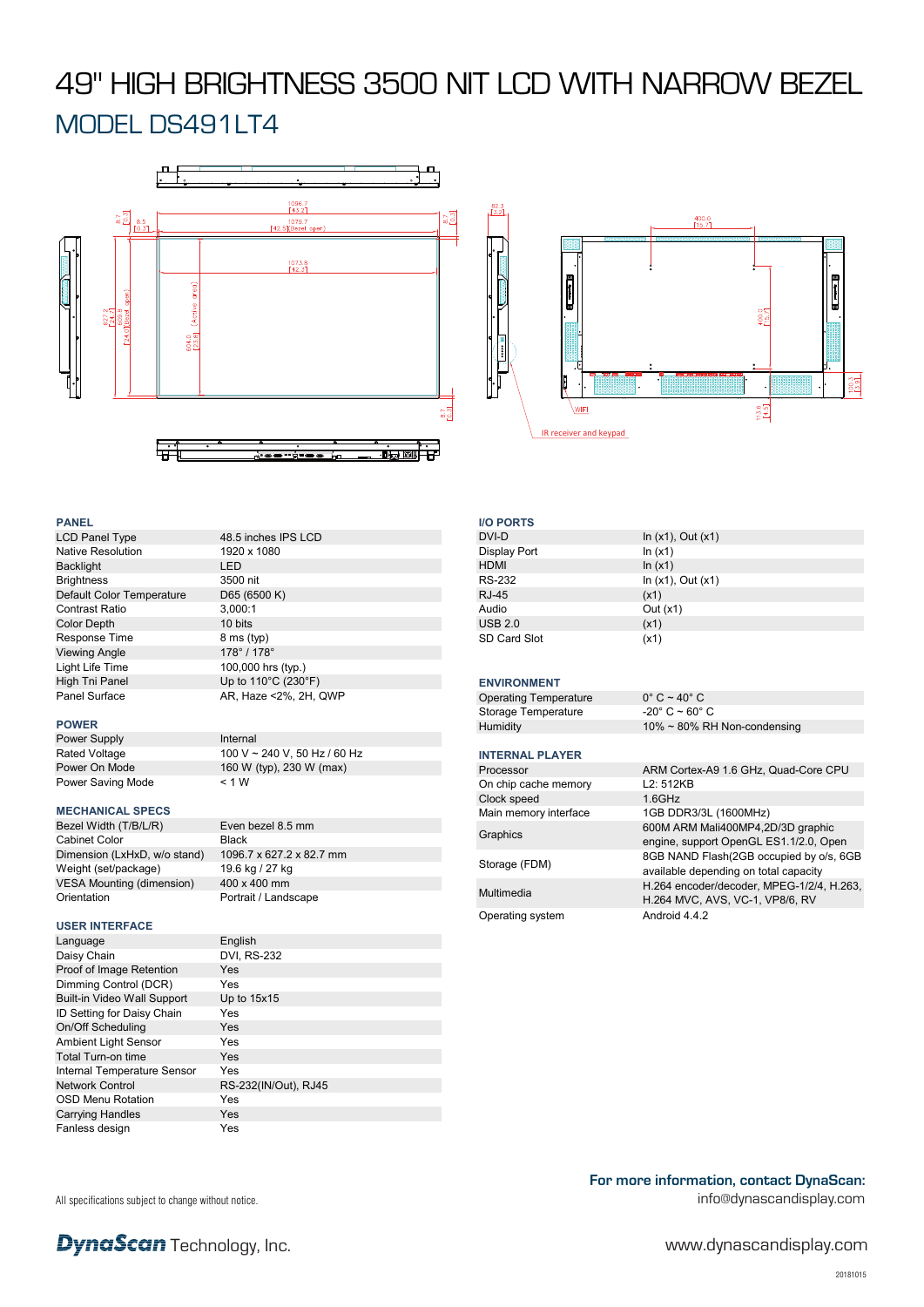# 49" HIGH BRIGHTNESS 3500 NIT LCD WITH NARROW BEZEL

## MODEL DS491LT4

1096.7 [43.2]

1079.7 [42.5] (Bezel open)

1073.8 [42.3]

8.7 [0.3]

8.5 [0.3]

627.2 [24.7]

609.9 [24.0] (Bezel open)

604.0 [23.8] (Active area)

82.3 [3.2]

400.0 [15.7]

400.0 [15.7]

100.5 [3.9]

113.6 [4.5]

WIFI

IR receiver and keypad

### PANEL

| | |
|---|---|
| LCD Panel Type | 48.5 inches IPS LCD |
| Native Resolution | 1920 x 1080 |
| Backlight | LED |
| Brightness | 3500 nit |
| Default Color Temperature | D65 (6500 K) |
| Contrast Ratio | 3,000:1 |
| Color Depth | 10 bits |
| Response Time | 8 ms (typ) |
| Viewing Angle | 178° / 178° |
| Light Life Time | 100,000 hrs (typ.) |
| High Tni Panel | Up to 110°C (230°F) |
| Panel Surface | AR, Haze <2%, 2H, QWP |

### POWER

| | |
|---|---|
| Power Supply | Internal |
| Rated Voltage | 100 V ~ 240 V, 50 Hz / 60 Hz |
| Power On Mode | 160 W (typ), 230 W (max) |
| Power Saving Mode | < 1 W |

### MECHANICAL SPECS

| | |
|---|---|
| Bezel Width (T/B/L/R) | Even bezel 8.5 mm |
| Cabinet Color | Black |
| Dimension (LxHxD, w/o stand) | 1096.7 x 627.2 x 82.7 mm |
| Weight (set/package) | 19.6 kg / 27 kg |
| VESA Mounting (dimension) | 400 x 400 mm |
| Orientation | Portrait / Landscape |

### USER INTERFACE

| | |
|---|---|
| Language | English |
| Daisy Chain | DVI, RS-232 |
| Proof of Image Retention | Yes |
| Dimming Control (DCR) | Yes |
| Built-in Video Wall Support | Up to 15x15 |
| ID Setting for Daisy Chain | Yes |
| On/Off Scheduling | Yes |
| Ambient Light Sensor | Yes |
| Total Turn-on time | Yes |
| Internal Temperature Sensor | Yes |
| Network Control | RS-232(IN/Out), RJ45 |
| OSD Menu Rotation | Yes |
| Carrying Handles | Yes |
| Fanless design | Yes |

### I/O PORTS

| | |
|---|---|
| DVI-D | In (x1), Out (x1) |
| Display Port | In (x1) |
| HDMI | In (x1) |
| RS-232 | In (x1), Out (x1) |
| RJ-45 | (x1) |
| Audio | Out (x1) |
| USB 2.0 | (x1) |
| SD Card Slot | (x1) |

### ENVIRONMENT

| | |
|---|---|
| Operating Temperature | 0° C ~ 40° C |
| Storage Temperature | -20° C ~ 60° C |
| Humidity | 10% ~ 80% RH Non-condensing |

### INTERNAL PLAYER

| | |
|---|---|
| Processor | ARM Cortex-A9 1.6 GHz, Quad-Core CPU |
| On chip cache memory | L2: 512KB |
| Clock speed | 1.6GHz |
| Main memory interface | 1GB DDR3/3L (1600MHz) |
| Graphics | 600M ARM Mali400MP4,2D/3D graphic engine, support OpenGL ES1.1/2.0, Open |
| Storage (FDM) | 8GB NAND Flash(2GB occupied by o/s, 6GB available depending on total capacity |
| Multimedia | H.264 encoder/decoder, MPEG-1/2/4, H.263, H.264 MVC, AVS, VC-1, VP8/6, RV |
| Operating system | Android 4.4.2 |

All specifications subject to change without notice.

**For more information, contact DynaScan:**
info@dynascandisplay.com

**DynaScan** Technology, Inc.

www.dynascandisplay.com

20181015